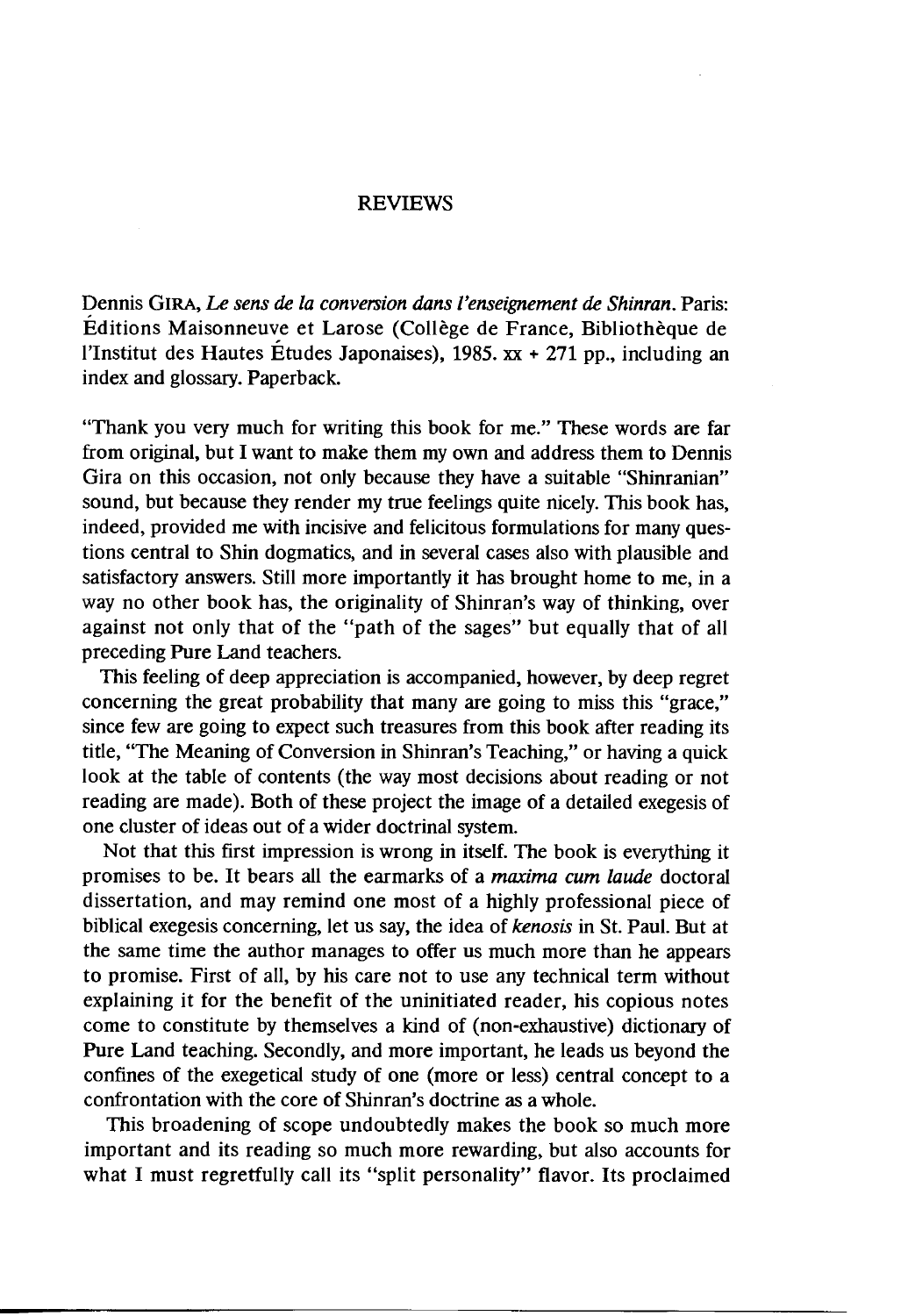# REVIEWS

Dennis GIRA, *Le sens de la conversion dans l'enseignement de Shinran*. Paris: Éditions Maisonneuve et Larose (Collège de France, Bibliothèque de l'Institut des Hautes Études Japonaises), 1985. xx + 271 pp., including an index and glossary. Paperback.

"Thank you very much for writing this book for me." These words are far from original, but I want to make them my own and address them to Dennis Gira on this occasion, not only because they have a suitable "Shinranian" sound, but because they render my true feelings quite nicely. This book has, indeed, provided me with incisive and felicitous formulations for many questions central to Shin dogmatics, and in several cases also with plausible and satisfactory answers. Still more importantly it has brought home to me, in a way no other book has, the originality of Shinran's way of thinking, over against not only that of the "path of the sages" but equally that of all preceding Pure Land teachers.

This feeling of deep appreciation is accompanied, however, by deep regret concerning the great probability that many are going to miss this "grace," since few are going to expect such treasures from this book after reading its title, "The Meaning of Conversion in Shinran's Teaching," or having a quick look at the table of contents (the way most decisions about reading or not reading are made). Both of these project the image of a detailed exegesis of one cluster of ideas out of a wider doctrinal system.

Not that this first impression is wrong in itself. The book is everything it promises to be. It bears all the earmarks of a *maxima cum laude* doctoral dissertation, and may remind one most of a highly professional piece of biblical exegesis concerning, let us say, the idea of *kenosis* in St. Paul. But at the same time the author manages to offer us much more than he appears to promise. First of all, by his care not to use any technical term without explaining it for the benefit of the uninitiated reader, his copious notes come to constitute by themselves a kind of (non-exhaustive) dictionary of Pure Land teaching. Secondly, and more important, he leads us beyond the confines of the exegetical study of one (more or less) central concept to a confrontation with the core of Shinran's doctrine as a whole.

This broadening of scope undoubtedly makes the book so much more important and its reading so much more rewarding, but also accounts for what I must regretfully call its "split personality" flavor. Its proclaimed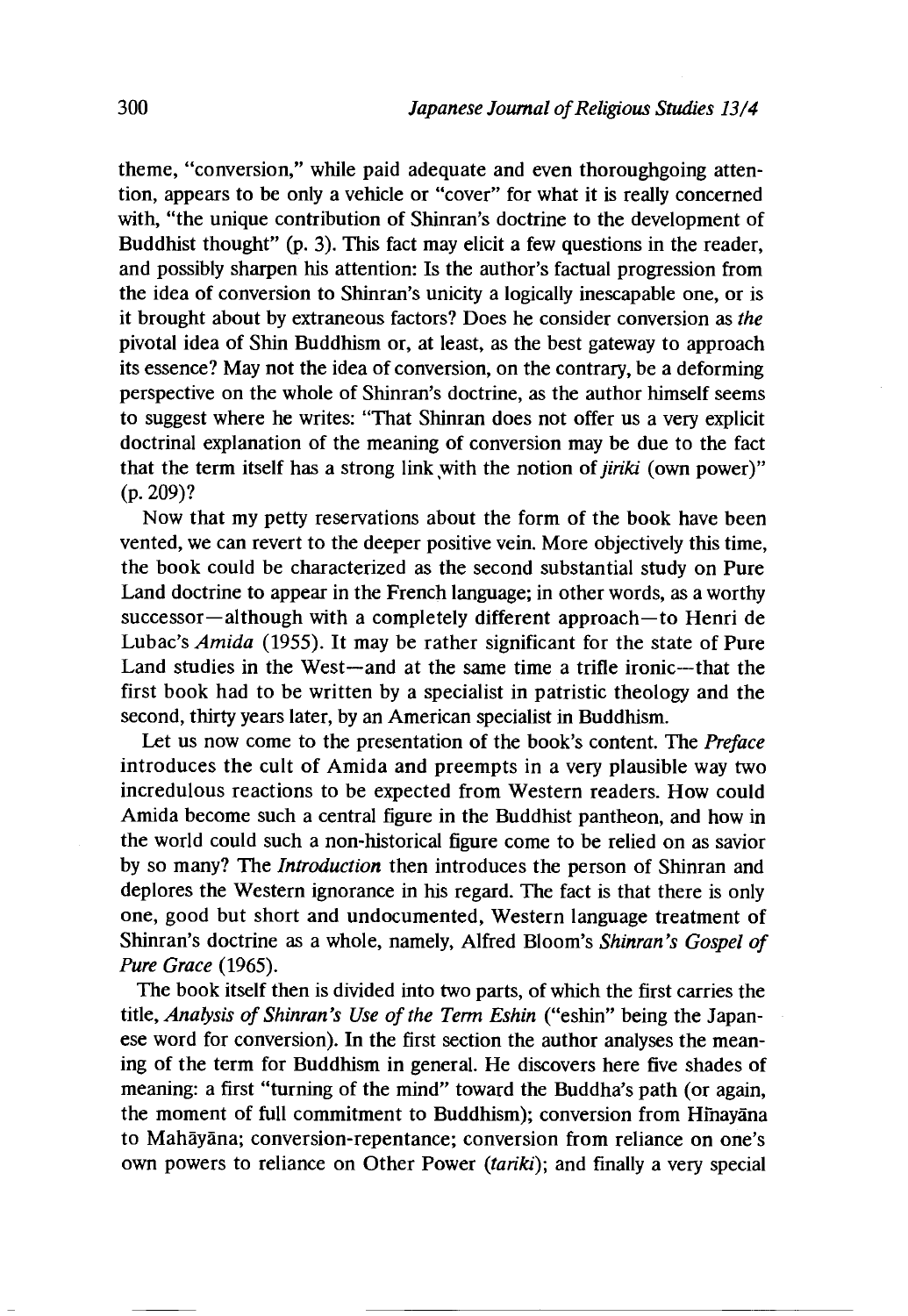theme, "conversion," while paid adequate and even thoroughgoing attention, appears to be only a vehicle or "cover" for what it is really concerned with, "the unique contribution of Shinran's doctrine to the development of Buddhist thought" (p. 3). This fact may elicit a few questions in the reader, and possibly sharpen his attention: Is the author's factual progression from the idea of conversion to Shinran's unicity a logically inescapable one, or is it brought about by extraneous factors? Does he consider conversion as *the* pivotal idea of Shin Buddhism or, at least, as the best gateway to approach its essence? May not the idea of conversion, on the contrary, be a deforming perspective on the whole of Shinran's doctrine, as the author himself seems to suggest where he writes: "That Shinran does not offer us a very explicit doctrinal explanation of the meaning of conversion may be due to the fact that the term itself has a strong link with the notion of *jiriki* (own power)" (p. 209)?

Now that my petty reservations about the form of the book have been vented, we can revert to the deeper positive vein. More objectively this time, the book could be characterized as the second substantial study on Pure Land doctrine to appear in the French language; in other words, as a worthy successor—although with a completely different approach—to Henri de Lubac's *Amida* (1955). It may be rather significant for the state of Pure Land studies in the West—and at the same time a trifle ironic—that the first book had to be written by a specialist in patristic theology and the second, thirty years later, by an American specialist in Buddhism.

Let us now come to the presentation of the book's content. The *Preface* introduces the cult of Amida and preempts in a very plausible way two incredulous reactions to be expected from Western readers. How could Amida become such a central figure in the Buddhist pantheon, and how in the world could such a non-historical figure come to be relied on as savior by so many? The *Introduction* then introduces the person of Shinran and deplores the Western ignorance in his regard. The fact is that there is only one, good but short and undocumented, Western language treatment of Shinran's doctrine as a whole, namely, Alfred Bloom's *Shinran's Gospel of Pure Grace* (1965).

The book itself then is divided into two parts, of which the first carries the title, *Analysis of Shinran's Use of the Term Eshin* ("eshin" being the Japanese word for conversion). In the first section the author analyses the meaning of the term for Buddhism in general. He discovers here five shades of meaning: a first "turning of the mind" toward the Buddha's path (or again, the moment of full commitment to Buddhism); conversion from Hīnayāna to Mahāyāna; conversion-repentance; conversion from reliance on one's own powers to reliance on Other Power (*tariki*); and finally a very special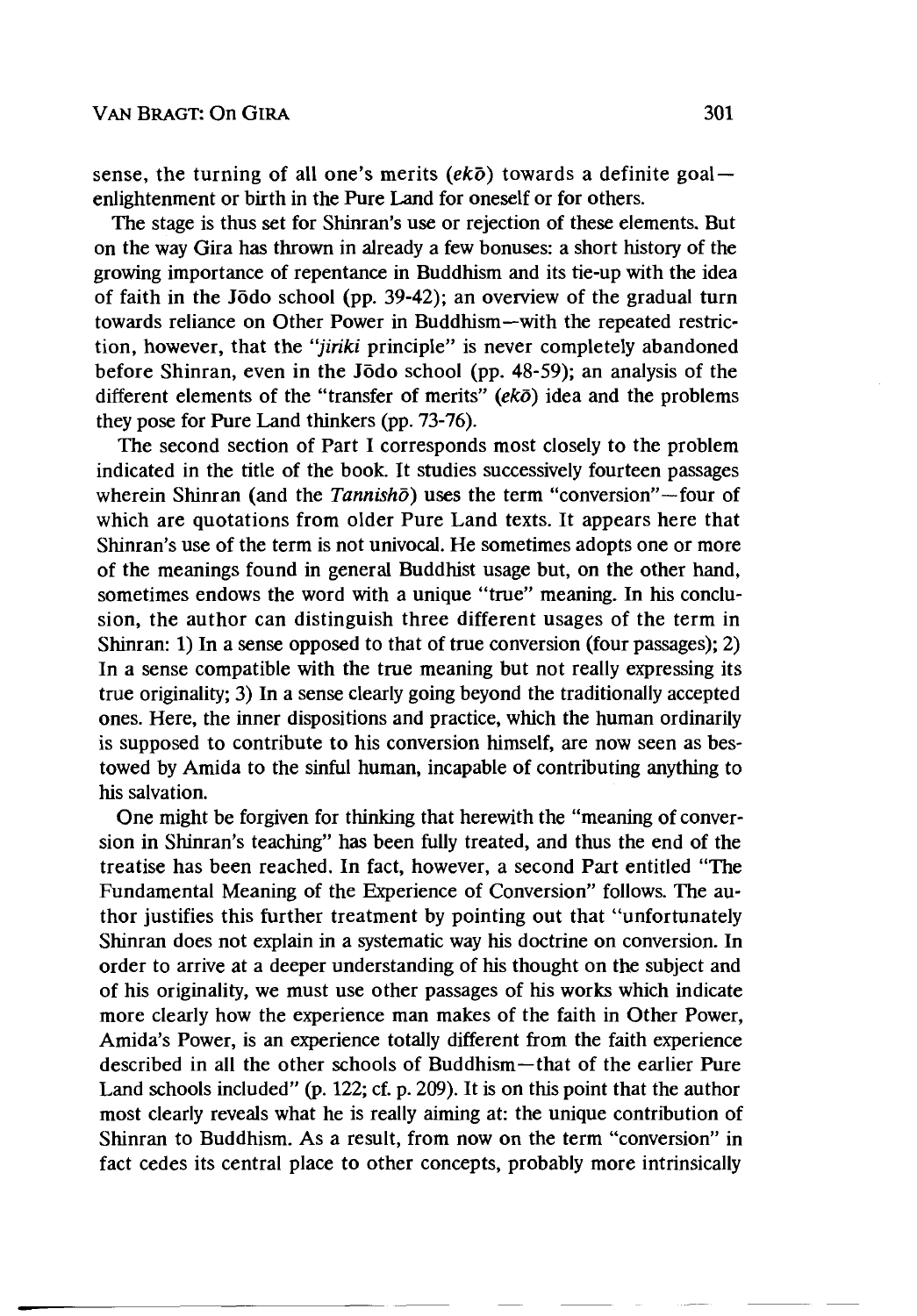sense, the turning of all one's merits (*ekō*) towards a definite goal—enlightenment or birth in the Pure Land for oneself or for others.

The stage is thus set for Shinran's use or rejection of these elements. But on the way Gira has thrown in already a few bonuses: a short history of the growing importance of repentance in Buddhism and its tie-up with the idea of faith in the Jōdo school (pp. 39-42); an overview of the gradual turn towards reliance on Other Power in Buddhism—with the repeated restriction, however, that the "*jiriki* principle" is never completely abandoned before Shinran, even in the Jōdo school (pp. 48-59); an analysis of the different elements of the "transfer of merits" (*ekō*) idea and the problems they pose for Pure Land thinkers (pp. 73-76).

The second section of Part I corresponds most closely to the problem indicated in the title of the book. It studies successively fourteen passages wherein Shinran (and the *Tannishō*) uses the term "conversion"—four of which are quotations from older Pure Land texts. It appears here that Shinran's use of the term is not univocal. He sometimes adopts one or more of the meanings found in general Buddhist usage but, on the other hand, sometimes endows the word with a unique "true" meaning. In his conclusion, the author can distinguish three different usages of the term in Shinran: 1) In a sense opposed to that of true conversion (four passages); 2) In a sense compatible with the true meaning but not really expressing its true originality; 3) In a sense clearly going beyond the traditionally accepted ones. Here, the inner dispositions and practice, which the human ordinarily is supposed to contribute to his conversion himself, are now seen as bestowed by Amida to the sinful human, incapable of contributing anything to his salvation.

One might be forgiven for thinking that herewith the "meaning of conversion in Shinran's teaching" has been fully treated, and thus the end of the treatise has been reached. In fact, however, a second Part entitled "The Fundamental Meaning of the Experience of Conversion" follows. The author justifies this further treatment by pointing out that "unfortunately Shinran does not explain in a systematic way his doctrine on conversion. In order to arrive at a deeper understanding of his thought on the subject and of his originality, we must use other passages of his works which indicate more clearly how the experience man makes of the faith in Other Power, Amida's Power, is an experience totally different from the faith experience described in all the other schools of Buddhism—that of the earlier Pure Land schools included" (p. 122; cf. p. 209). It is on this point that the author most clearly reveals what he is really aiming at: the unique contribution of Shinran to Buddhism. As a result, from now on the term "conversion" in fact cedes its central place to other concepts, probably more intrinsically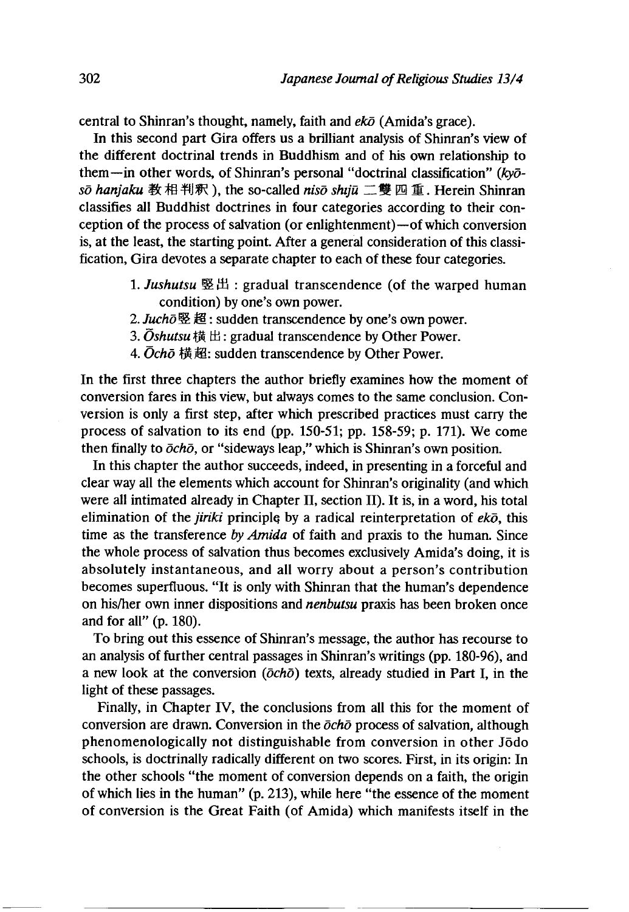central to Shinran's thought, namely, faith and *ekō* (Amida's grace).

In this second part Gira offers us a brilliant analysis of Shinran's view of the different doctrinal trends in Buddhism and of his own relationship to them—in other words, of Shinran's personal "doctrinal classification" (*kyōsō hanjaku* 教相判釈), the so-called *nisō shijū* 二雙四重. Herein Shinran classifies all Buddhist doctrines in four categories according to their conception of the process of salvation (or enlightenment)—of which conversion is, at the least, the starting point. After a general consideration of this classification, Gira devotes a separate chapter to each of these four categories.

1. *Jushutsu* 竪出 : gradual transcendence (of the warped human condition) by one's own power.
2. *Juchō* 竪超 : sudden transcendence by one's own power.
3. *Ōshutsu* 横出 : gradual transcendence by Other Power.
4. *Ōchō* 横超: sudden transcendence by Other Power.

In the first three chapters the author briefly examines how the moment of conversion fares in this view, but always comes to the same conclusion. Conversion is only a first step, after which prescribed practices must carry the process of salvation to its end (pp. 150-51; pp. 158-59; p. 171). We come then finally to *ōchō*, or "sideways leap," which is Shinran's own position.

In this chapter the author succeeds, indeed, in presenting in a forceful and clear way all the elements which account for Shinran's originality (and which were all intimated already in Chapter II, section II). It is, in a word, his total elimination of the *jiriki* principle by a radical reinterpretation of *ekō*, this time as the transference *by Amida* of faith and praxis to the human. Since the whole process of salvation thus becomes exclusively Amida's doing, it is absolutely instantaneous, and all worry about a person's contribution becomes superfluous. "It is only with Shinran that the human's dependence on his/her own inner dispositions and *nenbutsu* praxis has been broken once and for all" (p. 180).

To bring out this essence of Shinran's message, the author has recourse to an analysis of further central passages in Shinran's writings (pp. 180-96), and a new look at the conversion (*ōchō*) texts, already studied in Part I, in the light of these passages.

Finally, in Chapter IV, the conclusions from all this for the moment of conversion are drawn. Conversion in the *ōchō* process of salvation, although phenomenologically not distinguishable from conversion in other Jōdo schools, is doctrinally radically different on two scores. First, in its origin: In the other schools "the moment of conversion depends on a faith, the origin of which lies in the human" (p. 213), while here "the essence of the moment of conversion is the Great Faith (of Amida) which manifests itself in the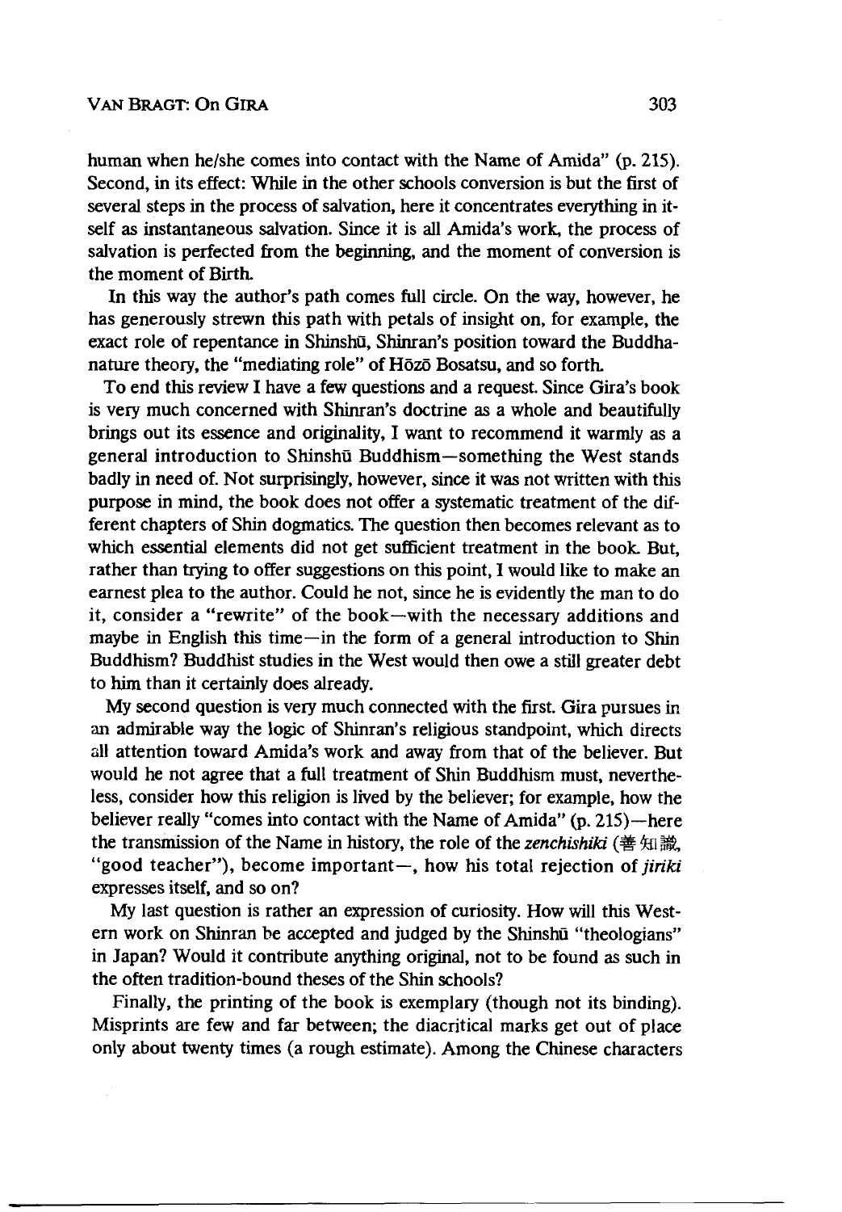human when he/she comes into contact with the Name of Amida" (p. 215). Second, in its effect: While in the other schools conversion is but the first of several steps in the process of salvation, here it concentrates everything in itself as instantaneous salvation. Since it is all Amida's work, the process of salvation is perfected from the beginning, and the moment of conversion is the moment of Birth.

In this way the author's path comes full circle. On the way, however, he has generously strewn this path with petals of insight on, for example, the exact role of repentance in Shinshū, Shinran's position toward the Buddha-nature theory, the "mediating role" of Hōzō Bosatsu, and so forth.

To end this review I have a few questions and a request. Since Gira's book is very much concerned with Shinran's doctrine as a whole and beautifully brings out its essence and originality, I want to recommend it warmly as a general introduction to Shinshū Buddhism—something the West stands badly in need of. Not surprisingly, however, since it was not written with this purpose in mind, the book does not offer a systematic treatment of the different chapters of Shin dogmatics. The question then becomes relevant as to which essential elements did not get sufficient treatment in the book. But, rather than trying to offer suggestions on this point, I would like to make an earnest plea to the author. Could he not, since he is evidently the man to do it, consider a "rewrite" of the book—with the necessary additions and maybe in English this time—in the form of a general introduction to Shin Buddhism? Buddhist studies in the West would then owe a still greater debt to him than it certainly does already.

My second question is very much connected with the first. Gira pursues in an admirable way the logic of Shinran's religious standpoint, which directs all attention toward Amida's work and away from that of the believer. But would he not agree that a full treatment of Shin Buddhism must, nevertheless, consider how this religion is lived by the believer; for example, how the believer really "comes into contact with the Name of Amida" (p. 215)—here the transmission of the Name in history, the role of the *zenchishiki* (善知識, "good teacher"), become important—, how his total rejection of *jiriki* expresses itself, and so on?

My last question is rather an expression of curiosity. How will this Western work on Shinran be accepted and judged by the Shinshū "theologians" in Japan? Would it contribute anything original, not to be found as such in the often tradition-bound theses of the Shin schools?

Finally, the printing of the book is exemplary (though not its binding). Misprints are few and far between; the diacritical marks get out of place only about twenty times (a rough estimate). Among the Chinese characters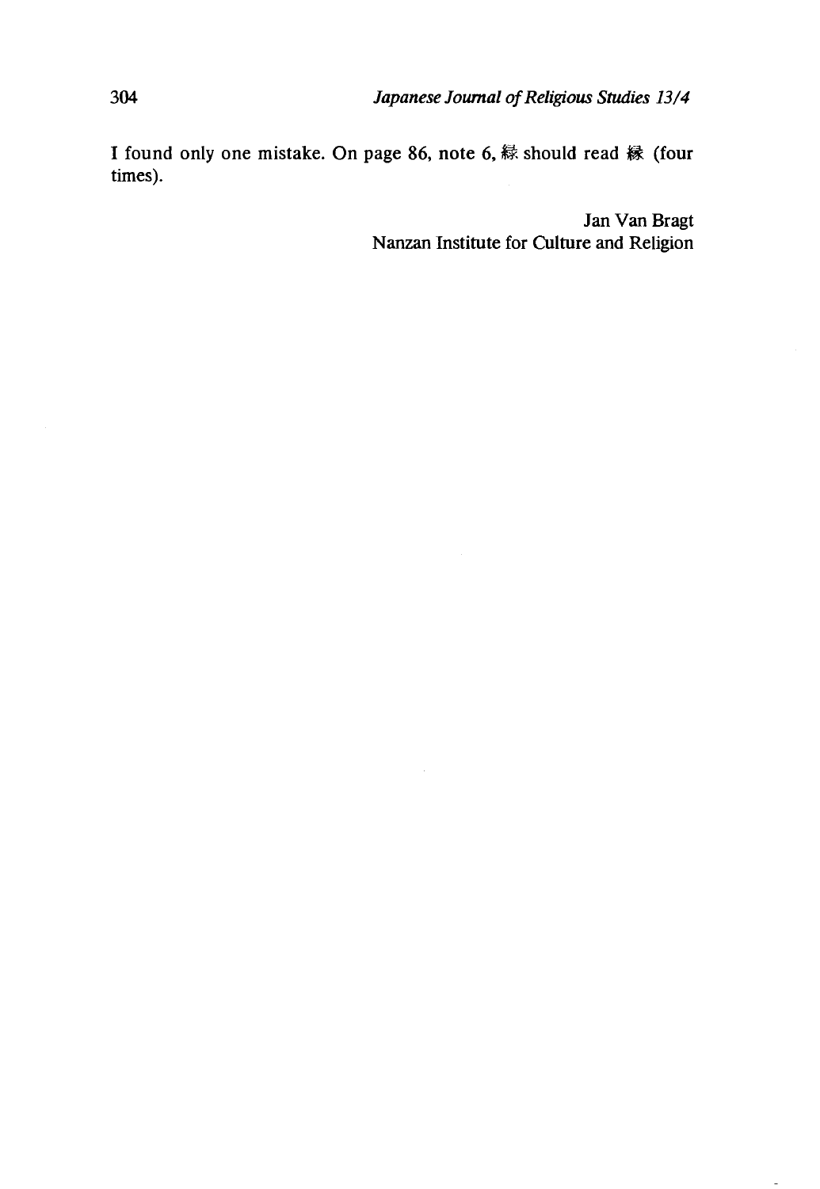I found only one mistake. On page 86, note 6, 緑 should read 縁 (four times).

Jan Van Bragt
Nanzan Institute for Culture and Religion